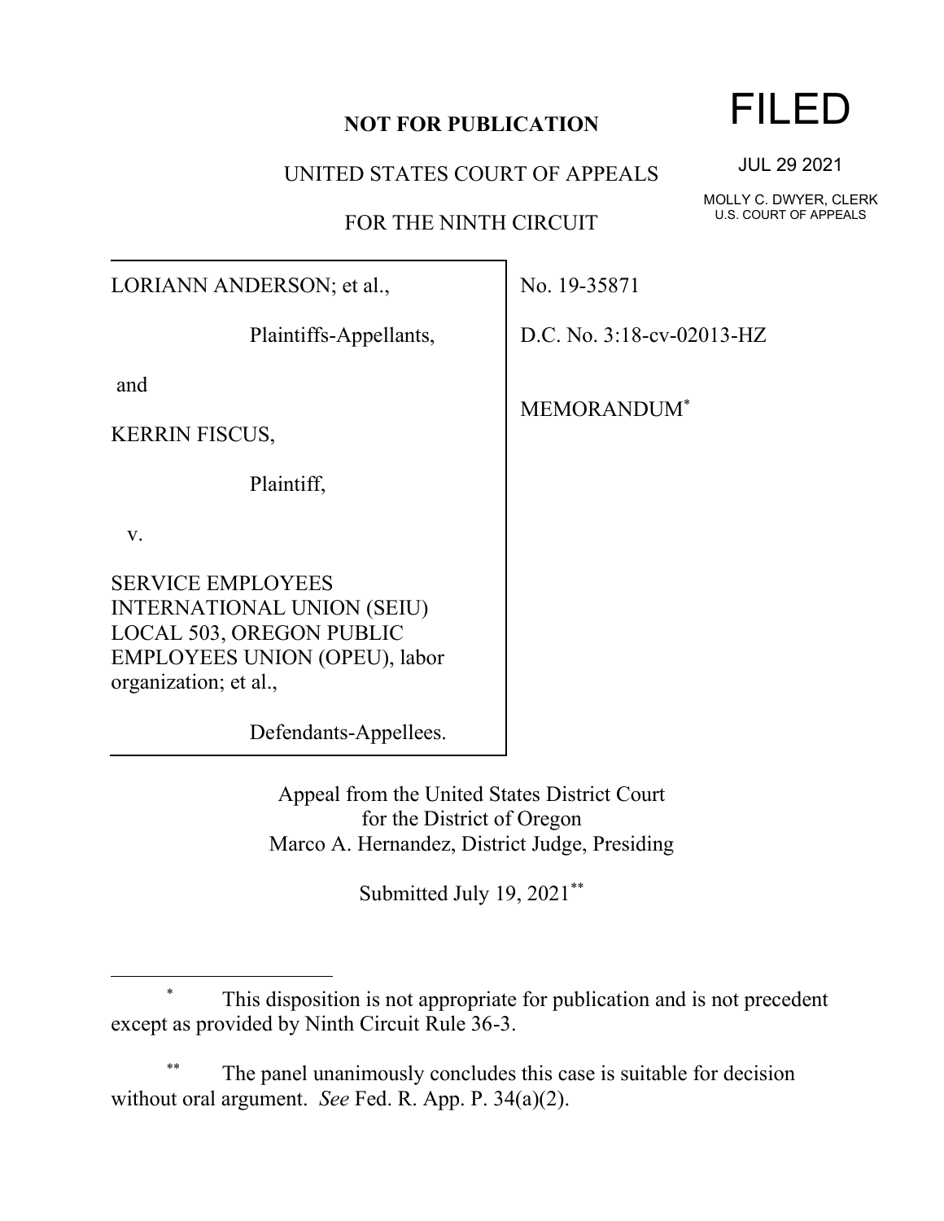**NOT FOR PUBLICATION**

FILED

JUL 29 2021

MOLLY C. DWYER, CLERK
U.S. COURT OF APPEALS

UNITED STATES COURT OF APPEALS

FOR THE NINTH CIRCUIT

| | |
|---|---|
| LORIANN ANDERSON; et al.,<br><br>Plaintiffs-Appellants,<br><br>and<br><br>KERRIN FISCUS,<br><br>Plaintiff,<br><br>v.<br><br>SERVICE EMPLOYEES INTERNATIONAL UNION (SEIU) LOCAL 503, OREGON PUBLIC EMPLOYEES UNION (OPEU), labor organization; et al.,<br><br>Defendants-Appellees. | No. 19-35871<br><br>D.C. No. 3:18-cv-02013-HZ<br><br>MEMORANDUM[*] |

Appeal from the United States District Court
for the District of Oregon
Marco A. Hernandez, District Judge, Presiding

Submitted July 19, 2021[**]

---

[*] This disposition is not appropriate for publication and is not precedent except as provided by Ninth Circuit Rule 36-3.

[**] The panel unanimously concludes this case is suitable for decision without oral argument. *See* Fed. R. App. P. 34(a)(2).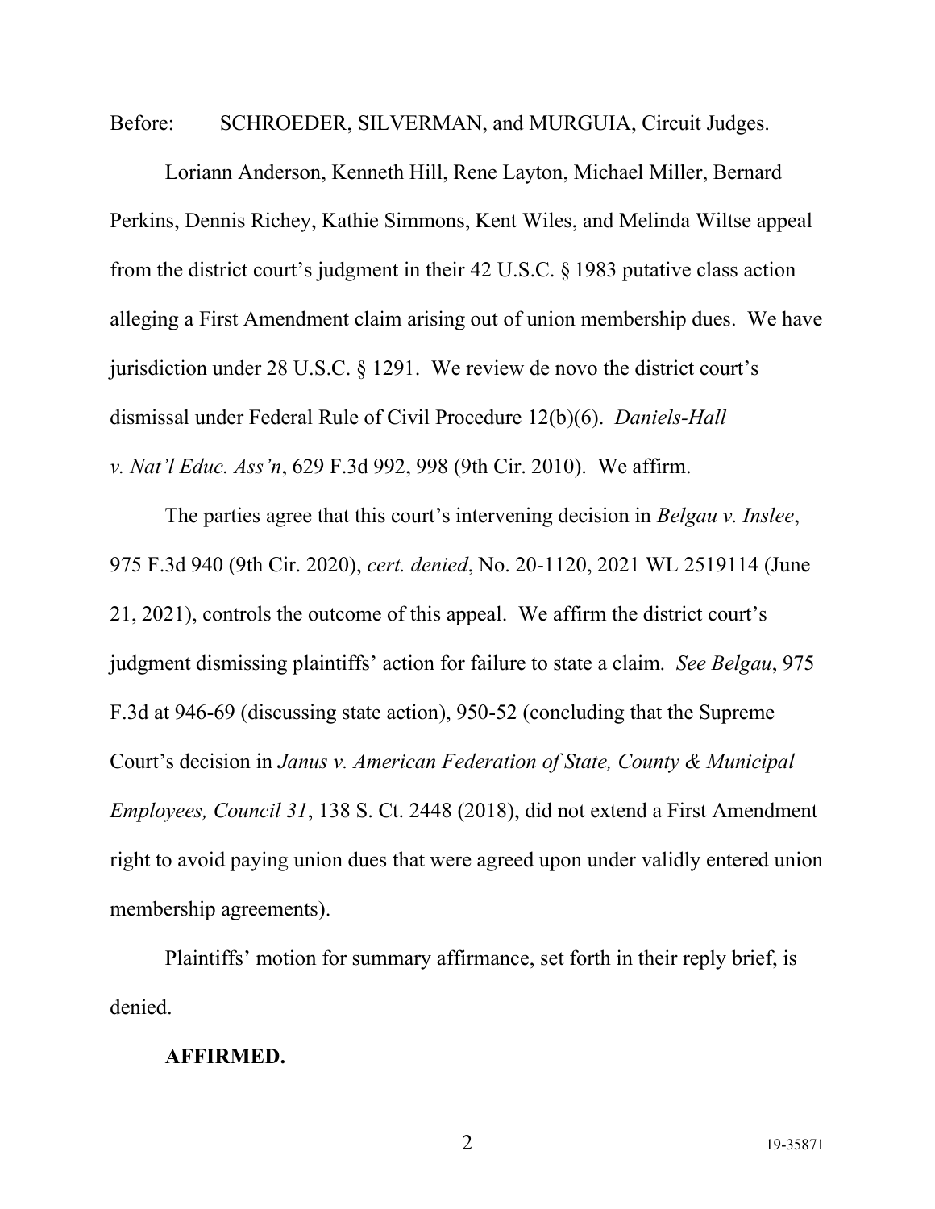Before: SCHROEDER, SILVERMAN, and MURGUIA, Circuit Judges.

Loriann Anderson, Kenneth Hill, Rene Layton, Michael Miller, Bernard Perkins, Dennis Richey, Kathie Simmons, Kent Wiles, and Melinda Wiltse appeal from the district court's judgment in their 42 U.S.C. § 1983 putative class action alleging a First Amendment claim arising out of union membership dues. We have jurisdiction under 28 U.S.C. § 1291. We review de novo the district court's dismissal under Federal Rule of Civil Procedure 12(b)(6). *Daniels-Hall v. Nat'l Educ. Ass'n*, 629 F.3d 992, 998 (9th Cir. 2010). We affirm.

The parties agree that this court's intervening decision in *Belgau v. Inslee*, 975 F.3d 940 (9th Cir. 2020), *cert. denied*, No. 20-1120, 2021 WL 2519114 (June 21, 2021), controls the outcome of this appeal. We affirm the district court's judgment dismissing plaintiffs' action for failure to state a claim. *See Belgau*, 975 F.3d at 946-69 (discussing state action), 950-52 (concluding that the Supreme Court's decision in *Janus v. American Federation of State, County & Municipal Employees, Council 31*, 138 S. Ct. 2448 (2018), did not extend a First Amendment right to avoid paying union dues that were agreed upon under validly entered union membership agreements).

Plaintiffs' motion for summary affirmance, set forth in their reply brief, is denied.

**AFFIRMED.**